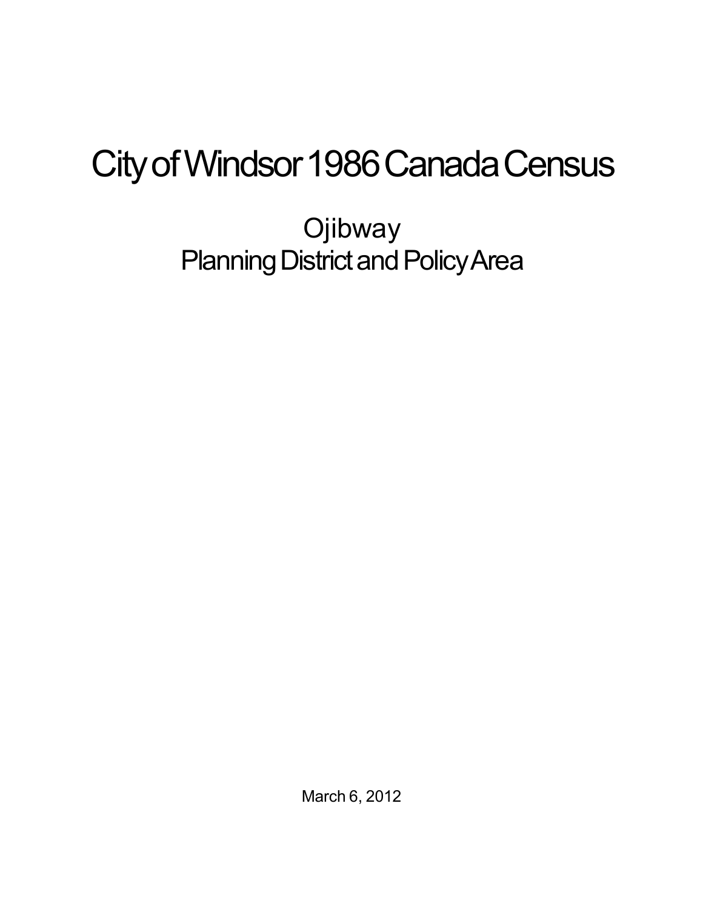# City of Windsor 1986 Canada Census

## Ojibway
## Planning District and Policy Area

March 6, 2012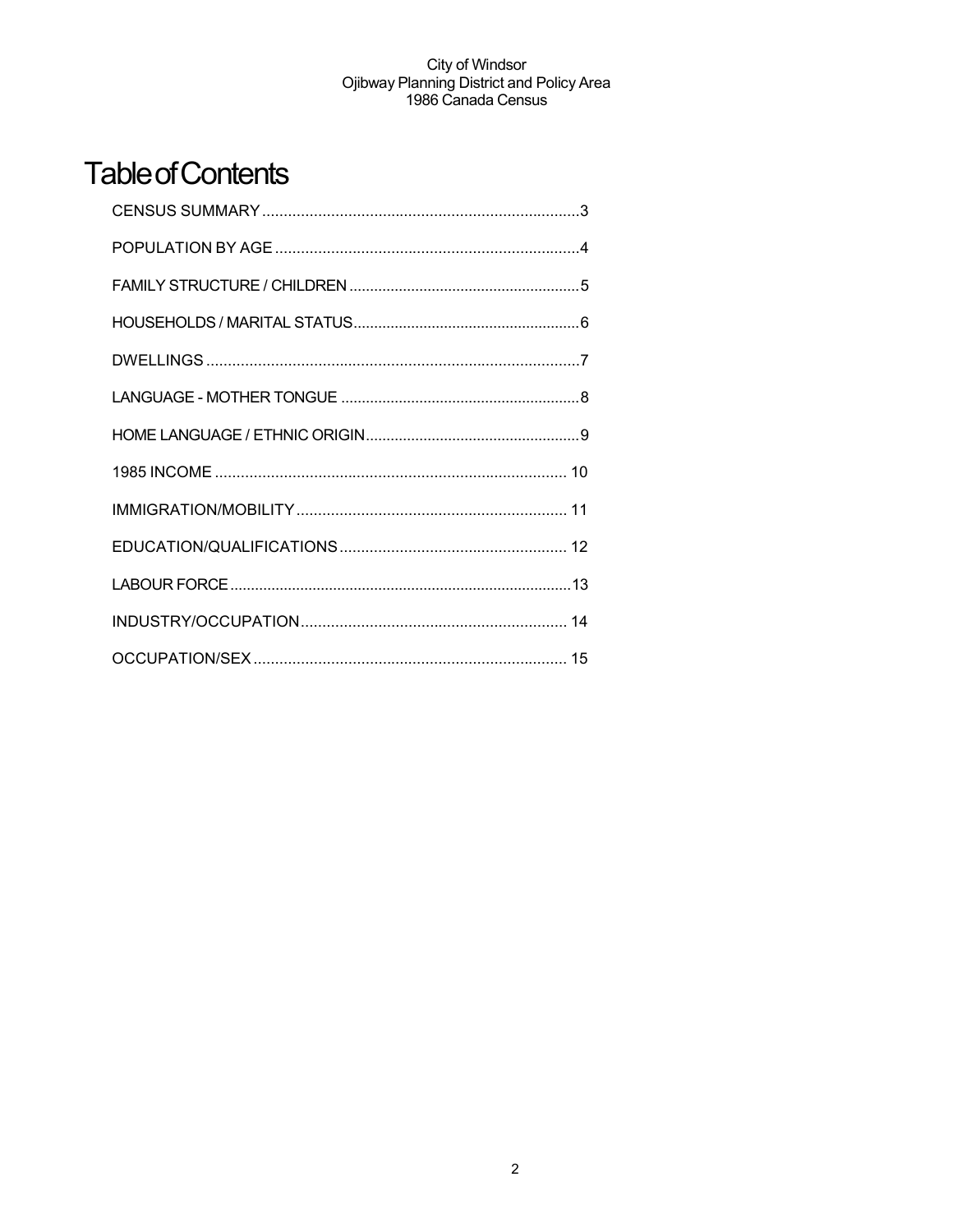# Table of Contents

| | |
|---|---|
| CENSUS SUMMARY | 3 |
| POPULATION BY AGE | 4 |
| FAMILY STRUCTURE / CHILDREN | 5 |
| HOUSEHOLDS / MARITAL STATUS | 6 |
| DWELLINGS | 7 |
| LANGUAGE - MOTHER TONGUE | 8 |
| HOME LANGUAGE / ETHNIC ORIGIN | 9 |
| 1985 INCOME | 10 |
| IMMIGRATION/MOBILITY | 11 |
| EDUCATION/QUALIFICATIONS | 12 |
| LABOUR FORCE | 13 |
| INDUSTRY/OCCUPATION | 14 |
| OCCUPATION/SEX | 15 |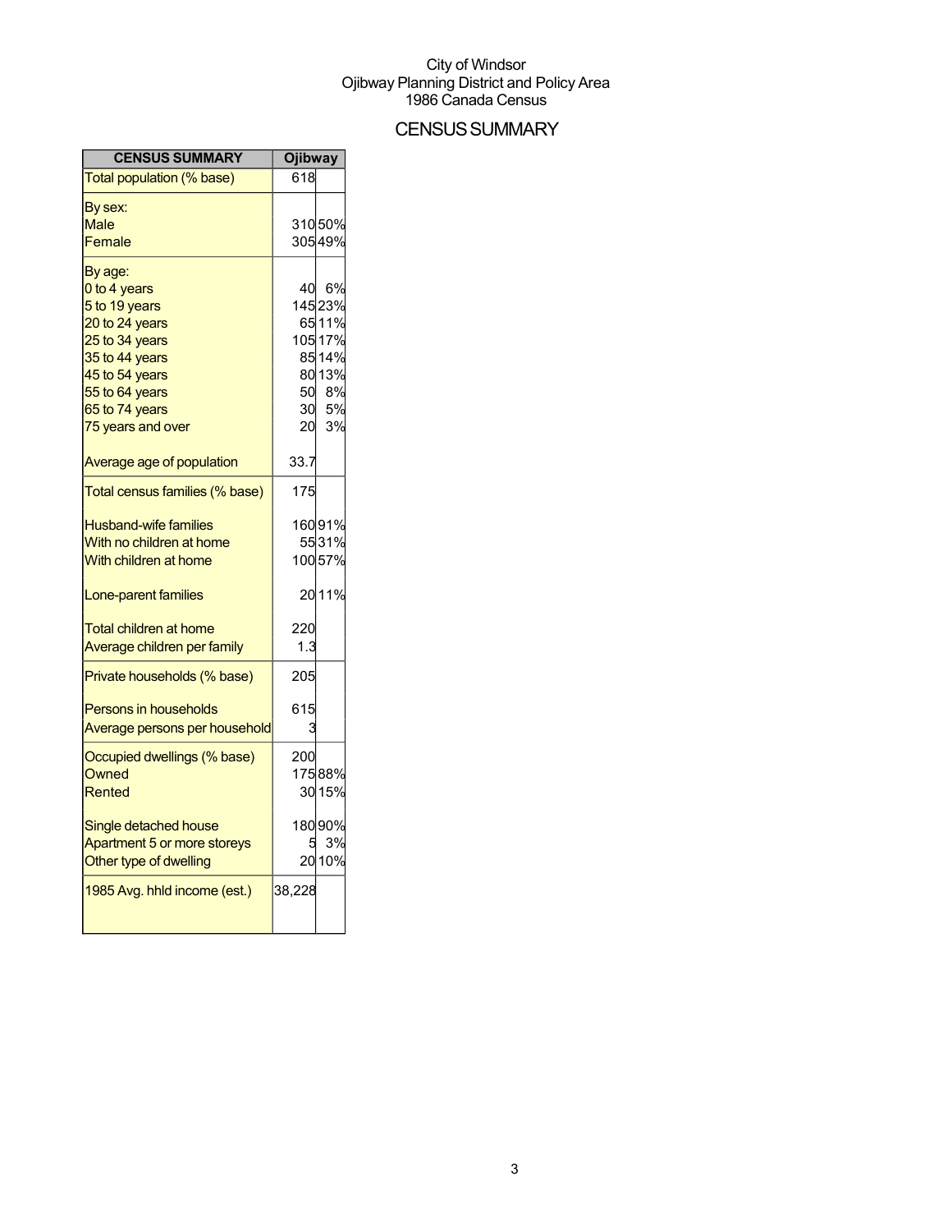City of Windsor
Ojibway Planning District and Policy Area
1986 Canada Census

# CENSUS SUMMARY

| CENSUS SUMMARY | Ojibway | |
|---|---|---|
| Total population (% base) | 618 | |
| By sex: | | |
| Male | 310 | 50% |
| Female | 305 | 49% |
| By age: | | |
| 0 to 4 years | 40 | 6% |
| 5 to 19 years | 145 | 23% |
| 20 to 24 years | 65 | 11% |
| 25 to 34 years | 105 | 17% |
| 35 to 44 years | 85 | 14% |
| 45 to 54 years | 80 | 13% |
| 55 to 64 years | 50 | 8% |
| 65 to 74 years | 30 | 5% |
| 75 years and over | 20 | 3% |
| Average age of population | 33.7 | |
| Total census families (% base) | 175 | |
| Husband-wife families | 160 | 91% |
| With no children at home | 55 | 31% |
| With children at home | 100 | 57% |
| Lone-parent families | 20 | 11% |
| Total children at home | 220 | |
| Average children per family | 1.3 | |
| Private households (% base) | 205 | |
| Persons in households | 615 | |
| Average persons per household | 3 | |
| Occupied dwellings (% base) | 200 | |
| Owned | 175 | 88% |
| Rented | 30 | 15% |
| Single detached house | 180 | 90% |
| Apartment 5 or more storeys | 5 | 3% |
| Other type of dwelling | 20 | 10% |
| 1985 Avg. hhld income (est.) | 38,228 | |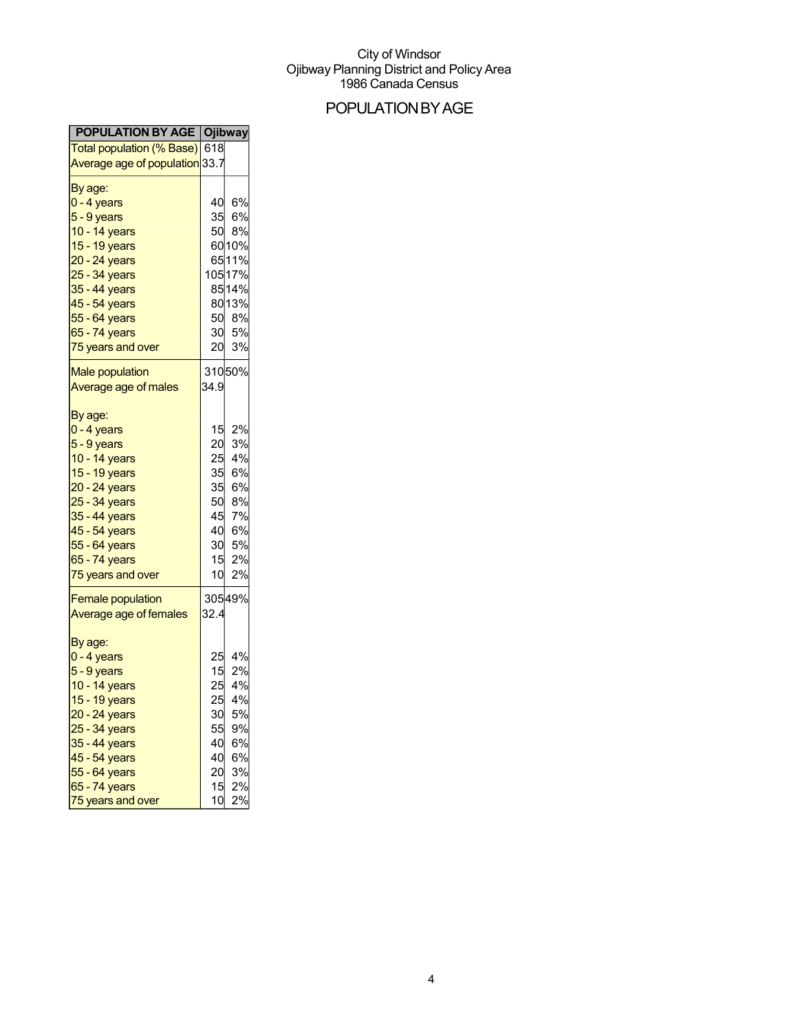City of Windsor
Ojibway Planning District and Policy Area
1986 Canada Census

# POPULATION BY AGE

| POPULATION BY AGE | Ojibway | |
|---|---|---|
| Total population (% Base) | 618 | |
| Average age of population | 33.7 | |
| By age: | | |
| 0 - 4 years | 40 | 6% |
| 5 - 9 years | 35 | 6% |
| 10 - 14 years | 50 | 8% |
| 15 - 19 years | 60 | 10% |
| 20 - 24 years | 65 | 11% |
| 25 - 34 years | 105 | 17% |
| 35 - 44 years | 85 | 14% |
| 45 - 54 years | 80 | 13% |
| 55 - 64 years | 50 | 8% |
| 65 - 74 years | 30 | 5% |
| 75 years and over | 20 | 3% |
| Male population | 310 | 50% |
| Average age of males | 34.9 | |
| By age: | | |
| 0 - 4 years | 15 | 2% |
| 5 - 9 years | 20 | 3% |
| 10 - 14 years | 25 | 4% |
| 15 - 19 years | 35 | 6% |
| 20 - 24 years | 35 | 6% |
| 25 - 34 years | 50 | 8% |
| 35 - 44 years | 45 | 7% |
| 45 - 54 years | 40 | 6% |
| 55 - 64 years | 30 | 5% |
| 65 - 74 years | 15 | 2% |
| 75 years and over | 10 | 2% |
| Female population | 305 | 49% |
| Average age of females | 32.4 | |
| By age: | | |
| 0 - 4 years | 25 | 4% |
| 5 - 9 years | 15 | 2% |
| 10 - 14 years | 25 | 4% |
| 15 - 19 years | 25 | 4% |
| 20 - 24 years | 30 | 5% |
| 25 - 34 years | 55 | 9% |
| 35 - 44 years | 40 | 6% |
| 45 - 54 years | 40 | 6% |
| 55 - 64 years | 20 | 3% |
| 65 - 74 years | 15 | 2% |
| 75 years and over | 10 | 2% |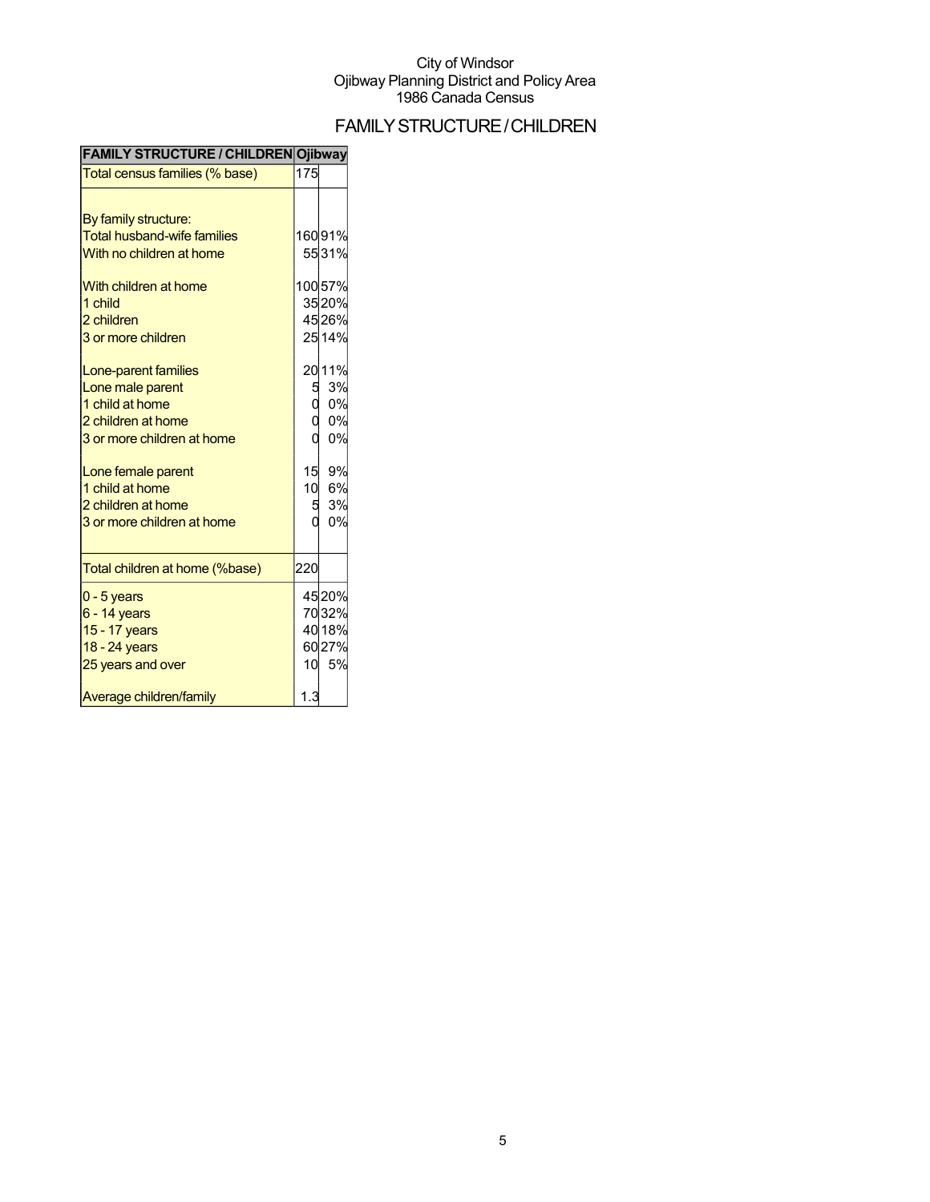City of Windsor
Ojibway Planning District and Policy Area
1986 Canada Census

# FAMILY STRUCTURE / CHILDREN

| FAMILY STRUCTURE / CHILDREN | Ojibway | |
|---|---|---|
| Total census families (% base) | 175 | |
| By family structure: | | |
| Total husband-wife families | 160 | 91% |
| With no children at home | 55 | 31% |
| With children at home | 100 | 57% |
| 1 child | 35 | 20% |
| 2 children | 45 | 26% |
| 3 or more children | 25 | 14% |
| Lone-parent families | 20 | 11% |
| Lone male parent | 5 | 3% |
| 1 child at home | 0 | 0% |
| 2 children at home | 0 | 0% |
| 3 or more children at home | 0 | 0% |
| Lone female parent | 15 | 9% |
| 1 child at home | 10 | 6% |
| 2 children at home | 5 | 3% |
| 3 or more children at home | 0 | 0% |
| Total children at home (%base) | 220 | |
| 0 - 5 years | 45 | 20% |
| 6 - 14 years | 70 | 32% |
| 15 - 17 years | 40 | 18% |
| 18 - 24 years | 60 | 27% |
| 25 years and over | 10 | 5% |
| Average children/family | 1.3 | |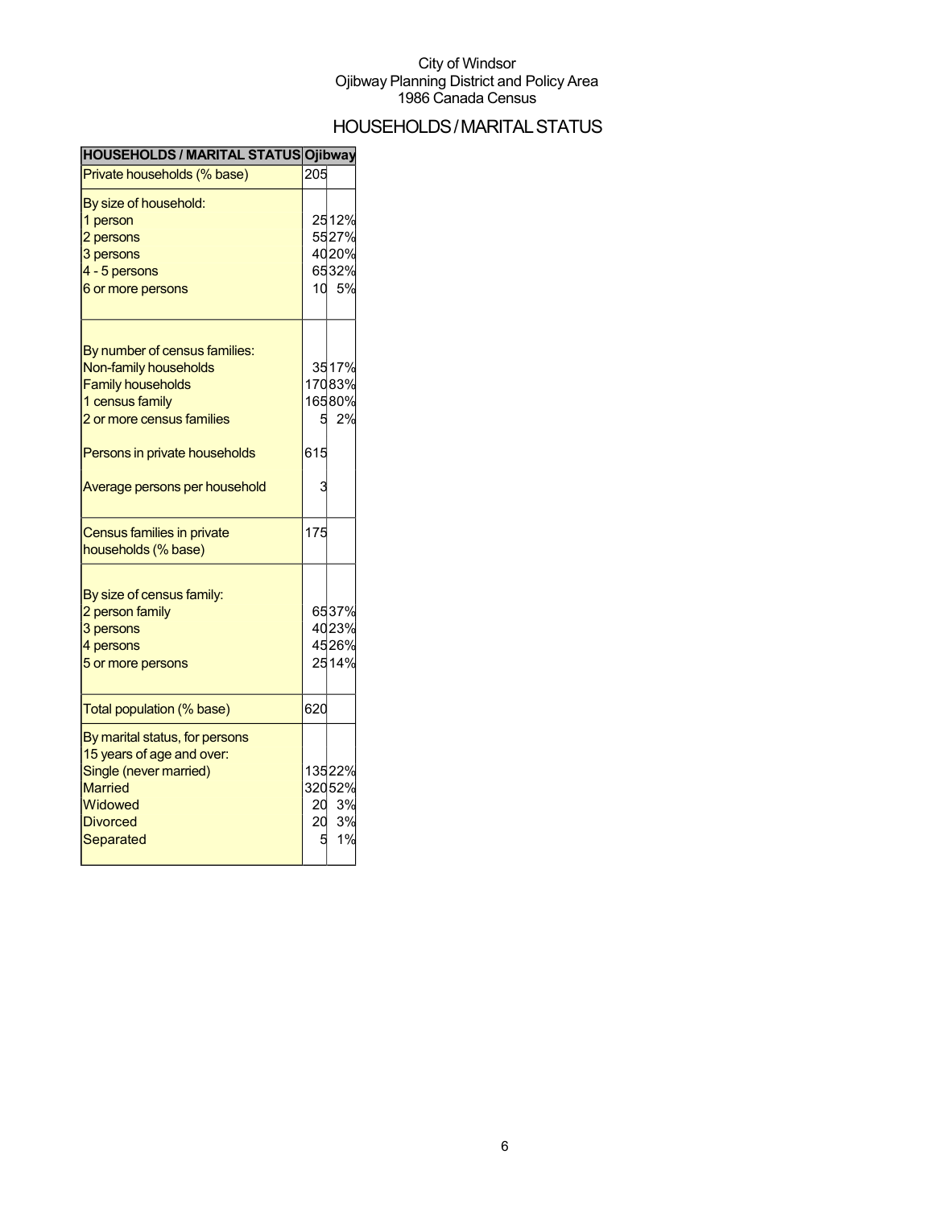City of Windsor
Ojibway Planning District and Policy Area
1986 Canada Census

# HOUSEHOLDS / MARITAL STATUS

| HOUSEHOLDS / MARITAL STATUS | Ojibway | |
|---|---|---|
| Private households (% base) | 205 | |
| By size of household: | | |
| 1 person | 25 | 12% |
| 2 persons | 55 | 27% |
| 3 persons | 40 | 20% |
| 4 - 5 persons | 65 | 32% |
| 6 or more persons | 10 | 5% |
| By number of census families: | | |
| Non-family households | 35 | 17% |
| Family households | 170 | 83% |
| 1 census family | 165 | 80% |
| 2 or more census families | 5 | 2% |
| Persons in private households | 615 | |
| Average persons per household | 3 | |
| Census families in private households (% base) | 175 | |
| By size of census family: | | |
| 2 person family | 65 | 37% |
| 3 persons | 40 | 23% |
| 4 persons | 45 | 26% |
| 5 or more persons | 25 | 14% |
| Total population (% base) | 620 | |
| By marital status, for persons 15 years of age and over: | | |
| Single (never married) | 135 | 22% |
| Married | 320 | 52% |
| Widowed | 20 | 3% |
| Divorced | 20 | 3% |
| Separated | 5 | 1% |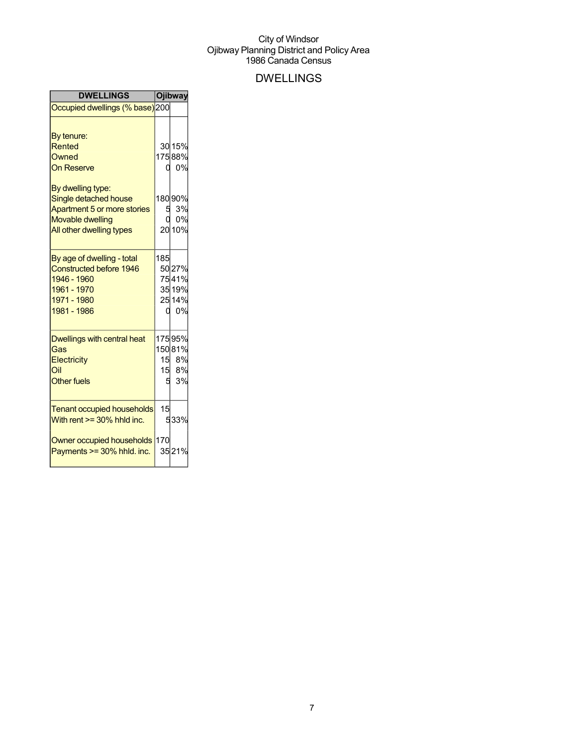City of Windsor
Ojibway Planning District and Policy Area
1986 Canada Census

# DWELLINGS

| DWELLINGS | Ojibway | |
|---|---|---|
| Occupied dwellings (% base) | 200 | |
| | | |
| By tenure: | | |
| Rented | 30 | 15% |
| Owned | 175 | 88% |
| On Reserve | 0 | 0% |
| | | |
| By dwelling type: | | |
| Single detached house | 180 | 90% |
| Apartment 5 or more stories | 5 | 3% |
| Movable dwelling | 0 | 0% |
| All other dwelling types | 20 | 10% |
| | | |
| By age of dwelling - total | 185 | |
| Constructed before 1946 | 50 | 27% |
| 1946 - 1960 | 75 | 41% |
| 1961 - 1970 | 35 | 19% |
| 1971 - 1980 | 25 | 14% |
| 1981 - 1986 | 0 | 0% |
| | | |
| Dwellings with central heat | 175 | 95% |
| Gas | 150 | 81% |
| Electricity | 15 | 8% |
| Oil | 15 | 8% |
| Other fuels | 5 | 3% |
| | | |
| Tenant occupied households | 15 | |
| With rent >= 30% hhld inc. | 5 | 33% |
| | | |
| Owner occupied households | 170 | |
| Payments >= 30% hhld. inc. | 35 | 21% |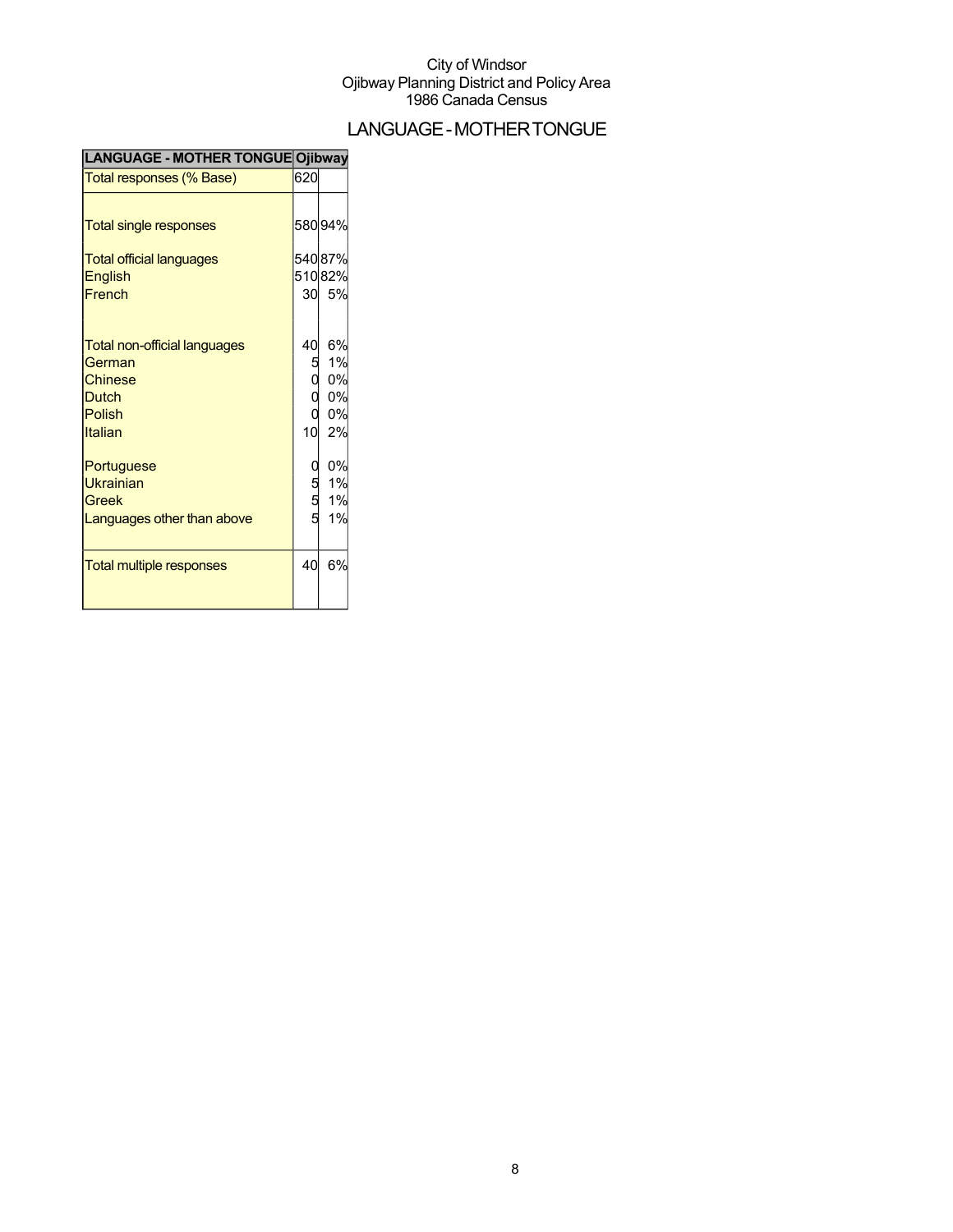City of Windsor
Ojibway Planning District and Policy Area
1986 Canada Census

# LANGUAGE - MOTHER TONGUE

| LANGUAGE - MOTHER TONGUE | Ojibway | |
|---|---|---|
| Total responses (% Base) | 620 | |
| Total single responses | 580 | 94% |
| Total official languages | 540 | 87% |
| English | 510 | 82% |
| French | 30 | 5% |
| Total non-official languages | 40 | 6% |
| German | 5 | 1% |
| Chinese | 0 | 0% |
| Dutch | 0 | 0% |
| Polish | 0 | 0% |
| Italian | 10 | 2% |
| Portuguese | 0 | 0% |
| Ukrainian | 5 | 1% |
| Greek | 5 | 1% |
| Languages other than above | 5 | 1% |
| Total multiple responses | 40 | 6% |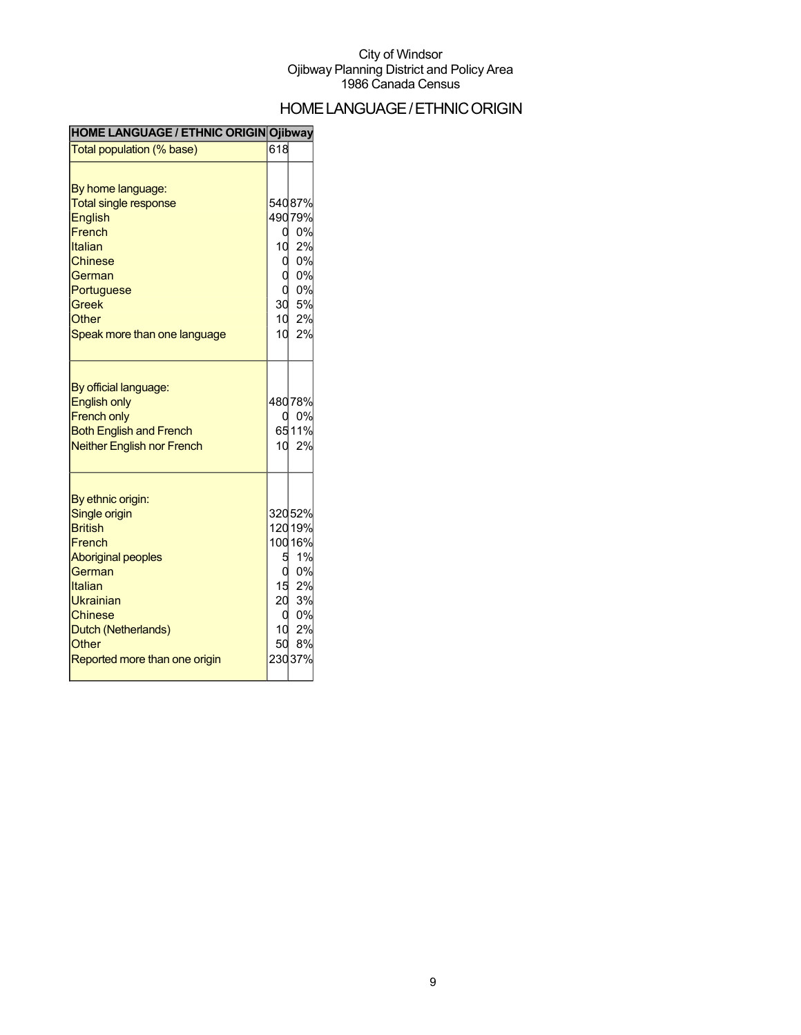City of Windsor
Ojibway Planning District and Policy Area
1986 Canada Census

# HOME LANGUAGE / ETHNIC ORIGIN

| HOME LANGUAGE / ETHNIC ORIGIN | Ojibway | |
|---|---|---|
| Total population (% base) | 618 | |
| | | |
| By home language: | | |
| Total single response | 540 | 87% |
| English | 490 | 79% |
| French | 0 | 0% |
| Italian | 10 | 2% |
| Chinese | 0 | 0% |
| German | 0 | 0% |
| Portuguese | 0 | 0% |
| Greek | 30 | 5% |
| Other | 10 | 2% |
| Speak more than one language | 10 | 2% |
| | | |
| By official language: | | |
| English only | 480 | 78% |
| French only | 0 | 0% |
| Both English and French | 65 | 11% |
| Neither English nor French | 10 | 2% |
| | | |
| By ethnic origin: | | |
| Single origin | 320 | 52% |
| British | 120 | 19% |
| French | 100 | 16% |
| Aboriginal peoples | 5 | 1% |
| German | 0 | 0% |
| Italian | 15 | 2% |
| Ukrainian | 20 | 3% |
| Chinese | 0 | 0% |
| Dutch (Netherlands) | 10 | 2% |
| Other | 50 | 8% |
| Reported more than one origin | 230 | 37% |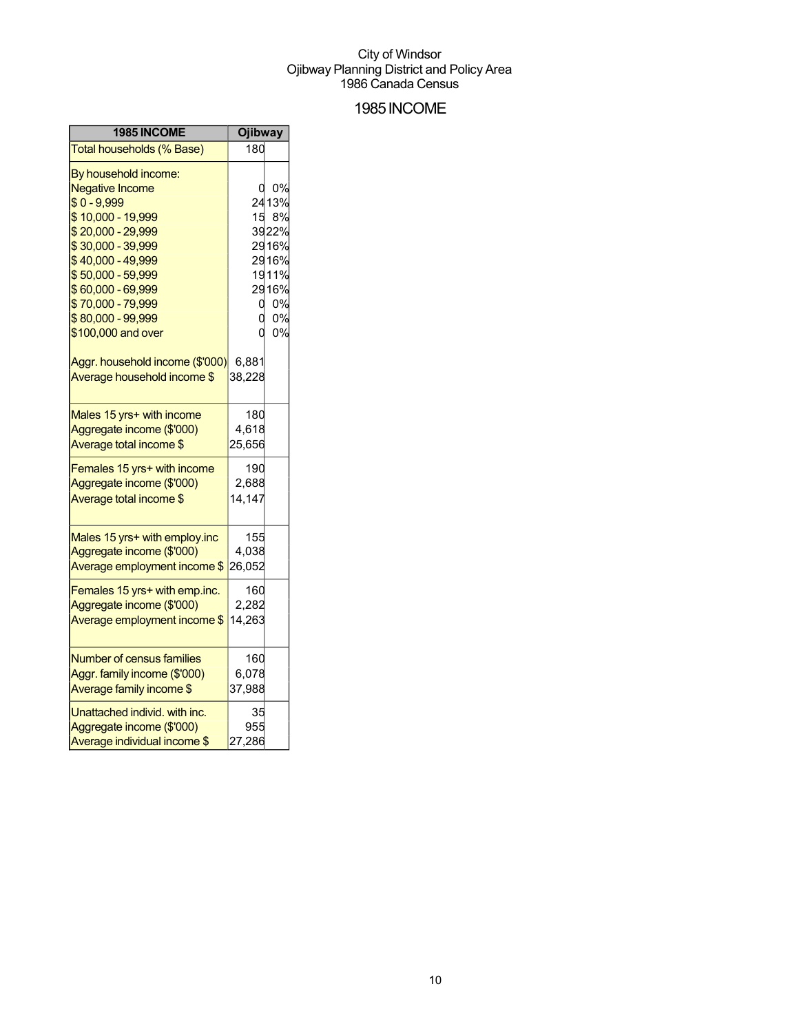City of Windsor
Ojibway Planning District and Policy Area
1986 Canada Census

# 1985 INCOME

| 1985 INCOME | Ojibway | |
|---|---|---|
| Total households (% Base) | 180 | |
| By household income: | | |
| Negative Income | 0 | 0% |
| $ 0 - 9,999 | 24 | 13% |
| $ 10,000 - 19,999 | 15 | 8% |
| $ 20,000 - 29,999 | 39 | 22% |
| $ 30,000 - 39,999 | 29 | 16% |
| $ 40,000 - 49,999 | 29 | 16% |
| $ 50,000 - 59,999 | 19 | 11% |
| $ 60,000 - 69,999 | 29 | 16% |
| $ 70,000 - 79,999 | 0 | 0% |
| $ 80,000 - 99,999 | 0 | 0% |
| $100,000 and over | 0 | 0% |
| Aggr. household income ($'000) | 6,881 | |
| Average household income $ | 38,228 | |
| Males 15 yrs+ with income | 180 | |
| Aggregate income ($'000) | 4,618 | |
| Average total income $ | 25,656 | |
| Females 15 yrs+ with income | 190 | |
| Aggregate income ($'000) | 2,688 | |
| Average total income $ | 14,147 | |
| Males 15 yrs+ with employ.inc | 155 | |
| Aggregate income ($'000) | 4,038 | |
| Average employment income $ | 26,052 | |
| Females 15 yrs+ with emp.inc. | 160 | |
| Aggregate income ($'000) | 2,282 | |
| Average employment income $ | 14,263 | |
| Number of census families | 160 | |
| Aggr. family income ($'000) | 6,078 | |
| Average family income $ | 37,988 | |
| Unattached individ. with inc. | 35 | |
| Aggregate income ($'000) | 955 | |
| Average individual income $ | 27,286 | |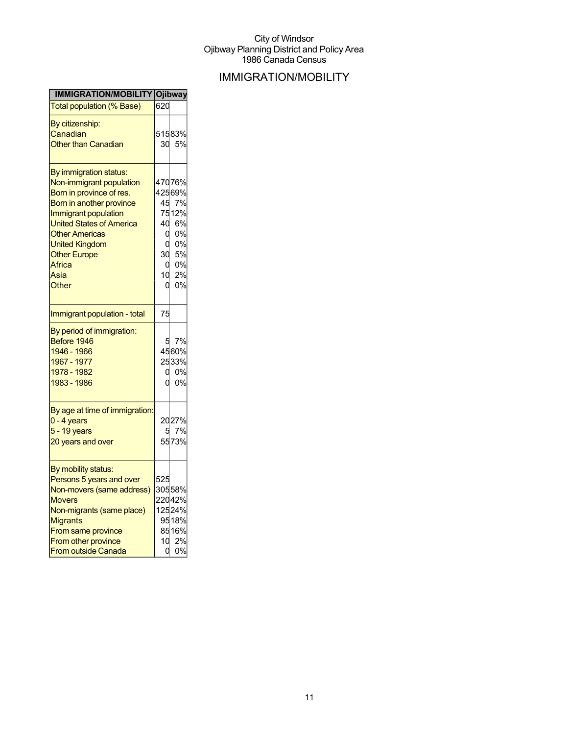City of Windsor
Ojibway Planning District and Policy Area
1986 Canada Census

# IMMIGRATION/MOBILITY

| IMMIGRATION/MOBILITY | Ojibway | |
|---|---|---|
| Total population (% Base) | 620 | |
| By citizenship: | | |
| Canadian | 515 | 83% |
| Other than Canadian | 30 | 5% |
| By immigration status: | | |
| Non-immigrant population | 470 | 76% |
| Born in province of res. | 425 | 69% |
| Born in another province | 45 | 7% |
| Immigrant population | 75 | 12% |
| United States of America | 40 | 6% |
| Other Americas | 0 | 0% |
| United Kingdom | 0 | 0% |
| Other Europe | 30 | 5% |
| Africa | 0 | 0% |
| Asia | 10 | 2% |
| Other | 0 | 0% |
| Immigrant population - total | 75 | |
| By period of immigration: | | |
| Before 1946 | 5 | 7% |
| 1946 - 1966 | 45 | 60% |
| 1967 - 1977 | 25 | 33% |
| 1978 - 1982 | 0 | 0% |
| 1983 - 1986 | 0 | 0% |
| By age at time of immigration: | | |
| 0 - 4 years | 20 | 27% |
| 5 - 19 years | 5 | 7% |
| 20 years and over | 55 | 73% |
| By mobility status: | | |
| Persons 5 years and over | 525 | |
| Non-movers (same address) | 305 | 58% |
| Movers | 220 | 42% |
| Non-migrants (same place) | 125 | 24% |
| Migrants | 95 | 18% |
| From same province | 85 | 16% |
| From other province | 10 | 2% |
| From outside Canada | 0 | 0% |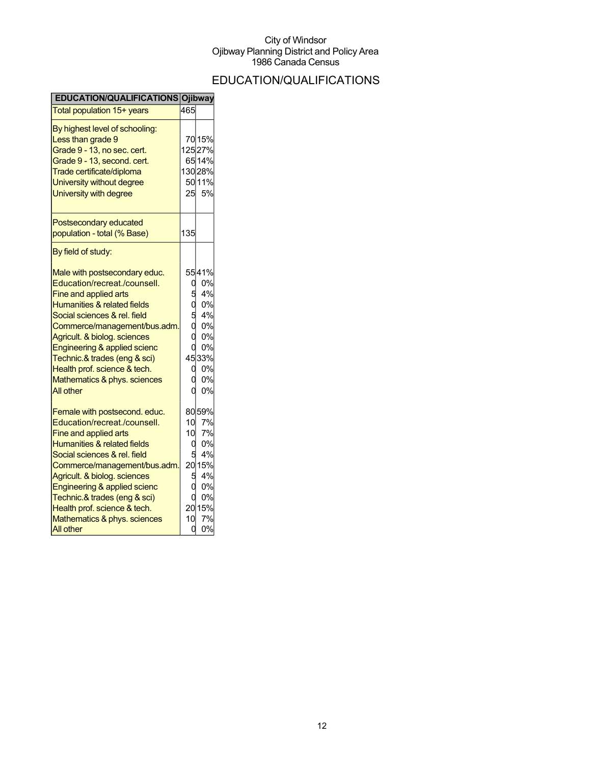City of Windsor
Ojibway Planning District and Policy Area
1986 Canada Census

# EDUCATION/QUALIFICATIONS

| EDUCATION/QUALIFICATIONS | Ojibway | |
|---|---|---|
| Total population 15+ years | 465 | |
| By highest level of schooling: | | |
| Less than grade 9 | 70 | 15% |
| Grade 9 - 13, no sec. cert. | 125 | 27% |
| Grade 9 - 13, second. cert. | 65 | 14% |
| Trade certificate/diploma | 130 | 28% |
| University without degree | 50 | 11% |
| University with degree | 25 | 5% |
| Postsecondary educated population - total (% Base) | 135 | |
| By field of study: | | |
| Male with postsecondary educ. | 55 | 41% |
| Education/recreat./counsell. | 0 | 0% |
| Fine and applied arts | 5 | 4% |
| Humanities & related fields | 0 | 0% |
| Social sciences & rel. field | 5 | 4% |
| Commerce/management/bus.adm. | 0 | 0% |
| Agricult. & biolog. sciences | 0 | 0% |
| Engineering & applied scienc | 0 | 0% |
| Technic.& trades (eng & sci) | 45 | 33% |
| Health prof. science & tech. | 0 | 0% |
| Mathematics & phys. sciences | 0 | 0% |
| All other | 0 | 0% |
| Female with postsecond. educ. | 80 | 59% |
| Education/recreat./counsell. | 10 | 7% |
| Fine and applied arts | 10 | 7% |
| Humanities & related fields | 0 | 0% |
| Social sciences & rel. field | 5 | 4% |
| Commerce/management/bus.adm. | 20 | 15% |
| Agricult. & biolog. sciences | 5 | 4% |
| Engineering & applied scienc | 0 | 0% |
| Technic.& trades (eng & sci) | 0 | 0% |
| Health prof. science & tech. | 20 | 15% |
| Mathematics & phys. sciences | 10 | 7% |
| All other | 0 | 0% |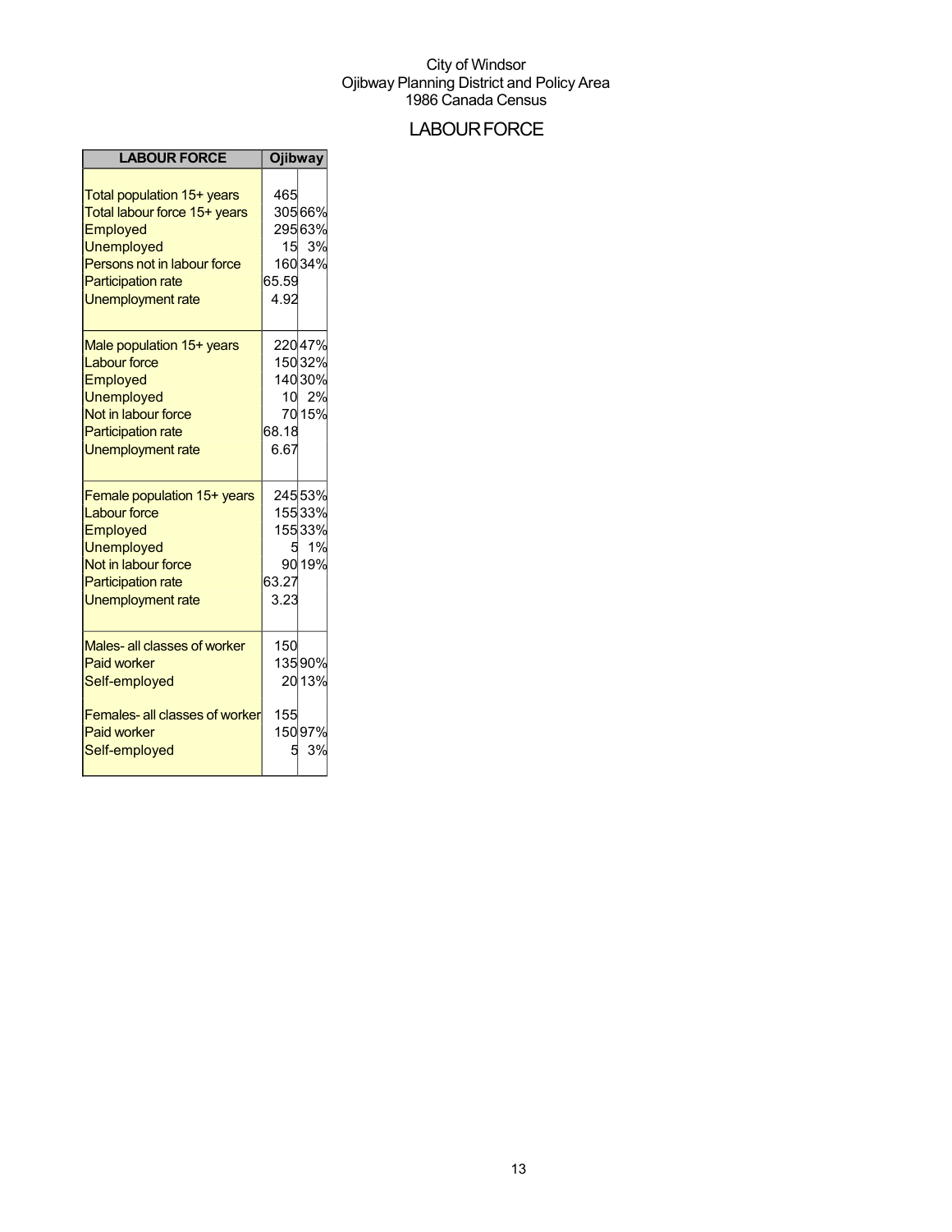City of Windsor
Ojibway Planning District and Policy Area
1986 Canada Census

# LABOUR FORCE

| LABOUR FORCE | Ojibway | |
|---|---|---|
| Total population 15+ years | 465 | |
| Total labour force 15+ years | 305 | 66% |
| Employed | 295 | 63% |
| Unemployed | 15 | 3% |
| Persons not in labour force | 160 | 34% |
| Participation rate | 65.59 | |
| Unemployment rate | 4.92 | |
| Male population 15+ years | 220 | 47% |
| Labour force | 150 | 32% |
| Employed | 140 | 30% |
| Unemployed | 10 | 2% |
| Not in labour force | 70 | 15% |
| Participation rate | 68.18 | |
| Unemployment rate | 6.67 | |
| Female population 15+ years | 245 | 53% |
| Labour force | 155 | 33% |
| Employed | 155 | 33% |
| Unemployed | 5 | 1% |
| Not in labour force | 90 | 19% |
| Participation rate | 63.27 | |
| Unemployment rate | 3.23 | |
| Males- all classes of worker | 150 | |
| Paid worker | 135 | 90% |
| Self-employed | 20 | 13% |
| Females- all classes of worker | 155 | |
| Paid worker | 150 | 97% |
| Self-employed | 5 | 3% |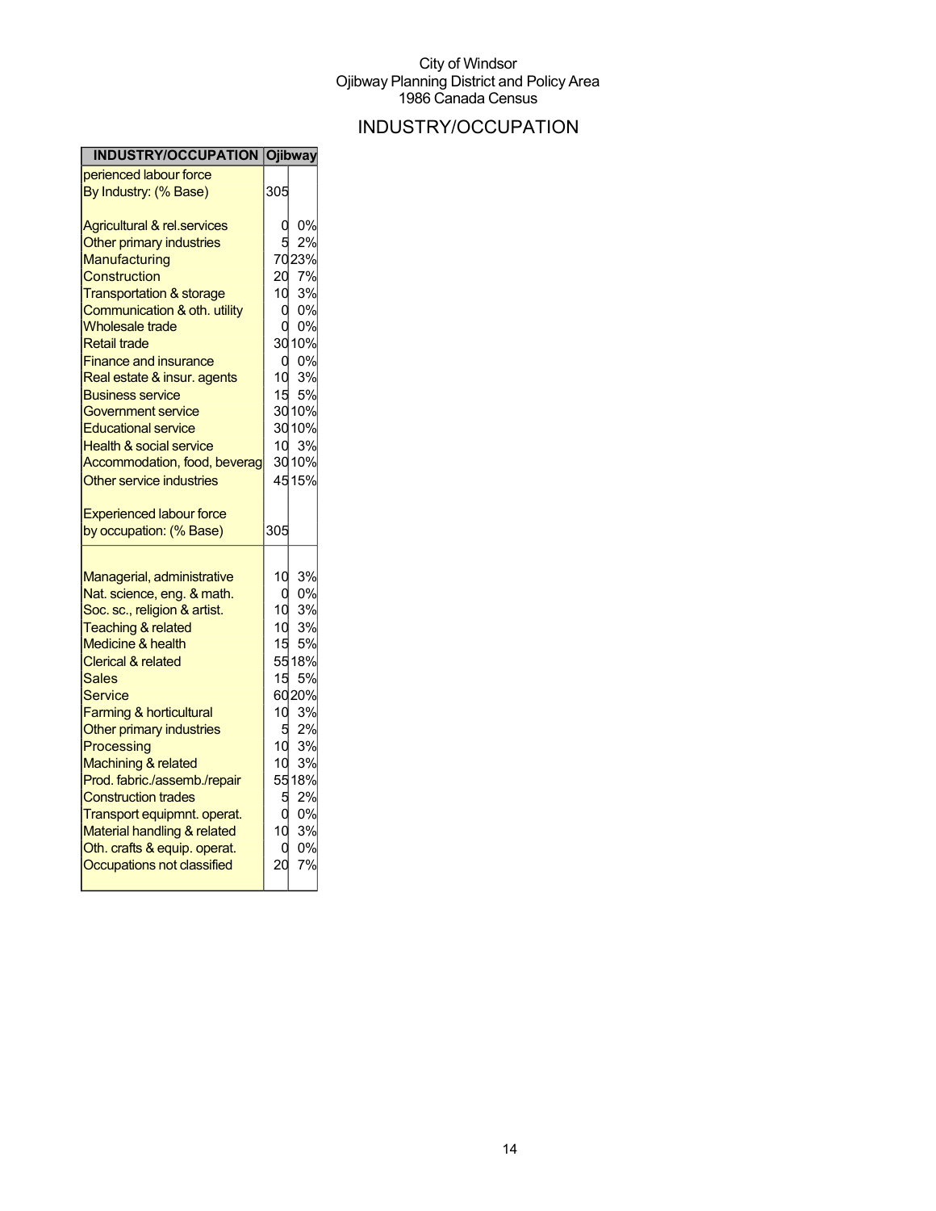City of Windsor
Ojibway Planning District and Policy Area
1986 Canada Census

# INDUSTRY/OCCUPATION

| INDUSTRY/OCCUPATION | Ojibway | |
|---|---|---|
| perienced labour force | | |
| By Industry: (% Base) | 305 | |
| Agricultural & rel.services | 0 | 0% |
| Other primary industries | 5 | 2% |
| Manufacturing | 70 | 23% |
| Construction | 20 | 7% |
| Transportation & storage | 10 | 3% |
| Communication & oth. utility | 0 | 0% |
| Wholesale trade | 0 | 0% |
| Retail trade | 30 | 10% |
| Finance and insurance | 0 | 0% |
| Real estate & insur. agents | 10 | 3% |
| Business service | 15 | 5% |
| Government service | 30 | 10% |
| Educational service | 30 | 10% |
| Health & social service | 10 | 3% |
| Accommodation, food, beverag | 30 | 10% |
| Other service industries | 45 | 15% |
| Experienced labour force | | |
| by occupation: (% Base) | 305 | |
| Managerial, administrative | 10 | 3% |
| Nat. science, eng. & math. | 0 | 0% |
| Soc. sc., religion & artist. | 10 | 3% |
| Teaching & related | 10 | 3% |
| Medicine & health | 15 | 5% |
| Clerical & related | 55 | 18% |
| Sales | 15 | 5% |
| Service | 60 | 20% |
| Farming & horticultural | 10 | 3% |
| Other primary industries | 5 | 2% |
| Processing | 10 | 3% |
| Machining & related | 10 | 3% |
| Prod. fabric./assemb./repair | 55 | 18% |
| Construction trades | 5 | 2% |
| Transport equipmnt. operat. | 0 | 0% |
| Material handling & related | 10 | 3% |
| Oth. crafts & equip. operat. | 0 | 0% |
| Occupations not classified | 20 | 7% |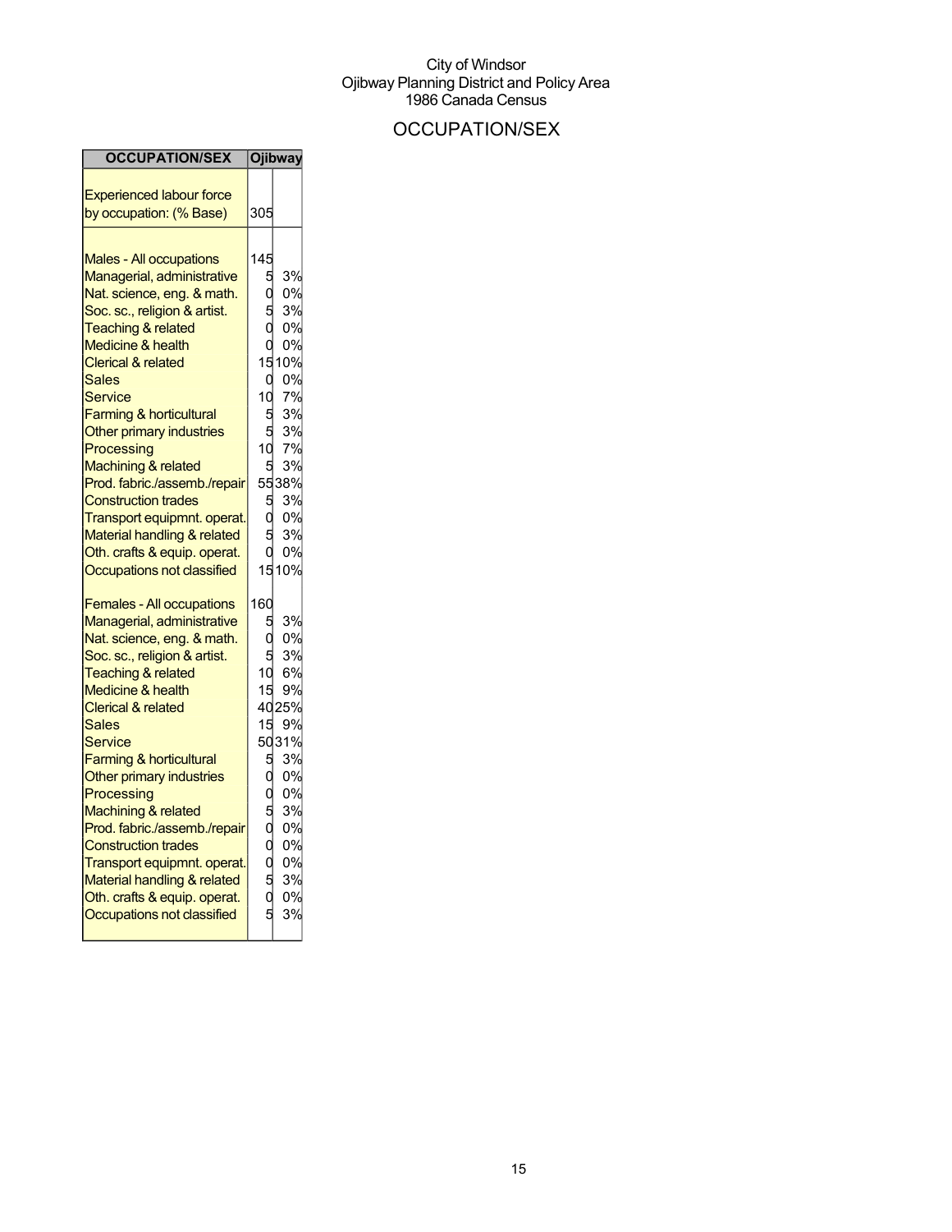City of Windsor
Ojibway Planning District and Policy Area
1986 Canada Census

# OCCUPATION/SEX

| OCCUPATION/SEX | Ojibway | |
|---|---|---|
| Experienced labour force by occupation: (% Base) | 305 | |
| Males - All occupations | 145 | |
| Managerial, administrative | 5 | 3% |
| Nat. science, eng. & math. | 0 | 0% |
| Soc. sc., religion & artist. | 5 | 3% |
| Teaching & related | 0 | 0% |
| Medicine & health | 0 | 0% |
| Clerical & related | 15 | 10% |
| Sales | 0 | 0% |
| Service | 10 | 7% |
| Farming & horticultural | 5 | 3% |
| Other primary industries | 5 | 3% |
| Processing | 10 | 7% |
| Machining & related | 5 | 3% |
| Prod. fabric./assemb./repair | 55 | 38% |
| Construction trades | 5 | 3% |
| Transport equipmnt. operat. | 0 | 0% |
| Material handling & related | 5 | 3% |
| Oth. crafts & equip. operat. | 0 | 0% |
| Occupations not classified | 15 | 10% |
| Females - All occupations | 160 | |
| Managerial, administrative | 5 | 3% |
| Nat. science, eng. & math. | 0 | 0% |
| Soc. sc., religion & artist. | 5 | 3% |
| Teaching & related | 10 | 6% |
| Medicine & health | 15 | 9% |
| Clerical & related | 40 | 25% |
| Sales | 15 | 9% |
| Service | 50 | 31% |
| Farming & horticultural | 5 | 3% |
| Other primary industries | 0 | 0% |
| Processing | 0 | 0% |
| Machining & related | 5 | 3% |
| Prod. fabric./assemb./repair | 0 | 0% |
| Construction trades | 0 | 0% |
| Transport equipmnt. operat. | 0 | 0% |
| Material handling & related | 5 | 3% |
| Oth. crafts & equip. operat. | 0 | 0% |
| Occupations not classified | 5 | 3% |